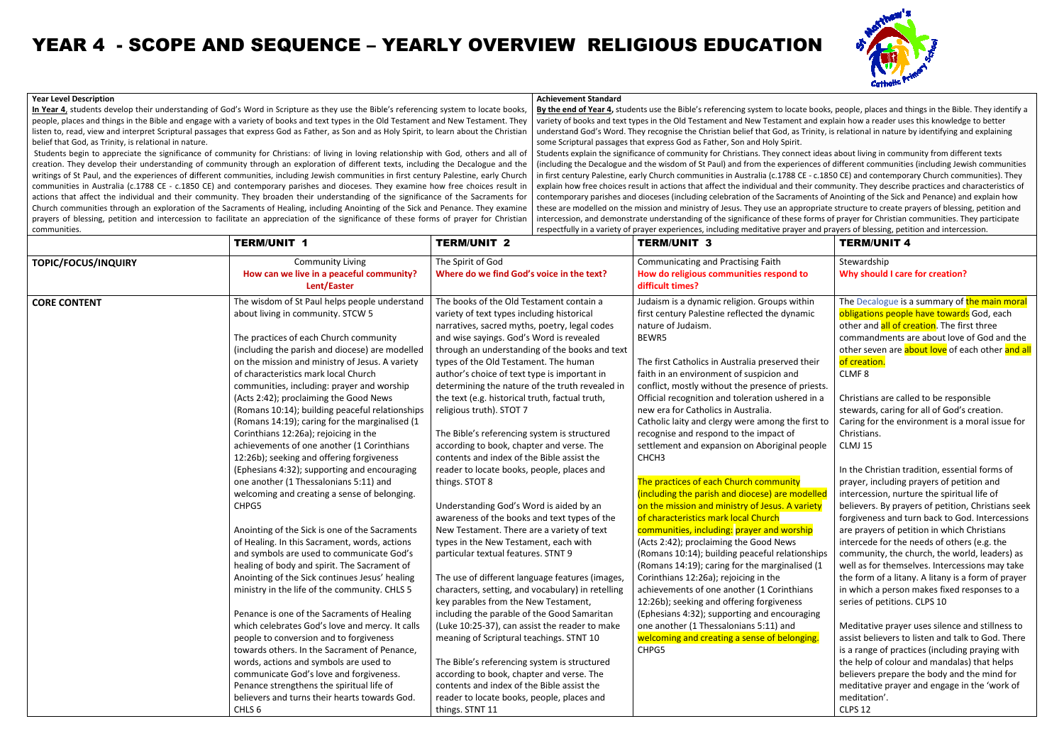# YEAR 4 - SCOPE AND SEQUENCE – YEARLY OVERVIEW RELIGIOUS EDUCATION

| Year Level Description | Achievement Standard |
|---|---|
| **In Year 4**, students develop their understanding of God's Word in Scripture as they use the Bible's referencing system to locate books, people, places and things in the Bible and engage with a variety of books and text types in the Old Testament and New Testament. They listen to, read, view and interpret Scriptural passages that express God as Father, as Son and as Holy Spirit, to learn about the Christian belief that God, as Trinity, is relational in nature. Students begin to appreciate the significance of community for Christians: of living in loving relationship with God, others and all of creation. They develop their understanding of community through an exploration of different texts, including the Decalogue and the writings of St Paul, and the experiences of different communities, including Jewish communities in first century Palestine, early Church communities in Australia (c.1788 CE - c.1850 CE) and contemporary parishes and dioceses. They examine how free choices result in actions that affect the individual and their community. They broaden their understanding of the significance of the Sacraments for Church communities through an exploration of the Sacraments of Healing, including Anointing of the Sick and Penance. They examine prayers of blessing, petition and intercession to facilitate an appreciation of the significance of these forms of prayer for Christian communities. | **By the end of Year 4,** students use the Bible's referencing system to locate books, people, places and things in the Bible. They identify a variety of books and text types in the Old Testament and New Testament and explain how a reader uses this knowledge to better understand God's Word. They recognise the Christian belief that God, as Trinity, is relational in nature by identifying and explaining some Scriptural passages that express God as Father, Son and Holy Spirit. Students explain the significance of community for Christians. They connect ideas about living in community from different texts (including the Decalogue and the wisdom of St Paul) and from the experiences of different communities (including Jewish communities in first century Palestine, early Church communities in Australia (c.1788 CE - c.1850 CE) and contemporary Church communities). They explain how free choices result in actions that affect the individual and their community. They describe practices and characteristics of contemporary parishes and dioceses (including celebration of the Sacraments of Anointing of the Sick and Penance) and explain how these are modelled on the mission and ministry of Jesus. They use an appropriate structure to create prayers of blessing, petition and intercession, and demonstrate understanding of the significance of these forms of prayer for Christian communities. They participate respectfully in a variety of prayer experiences, including meditative prayer and prayers of blessing, petition and intercession. |

| | TERM/UNIT 1 | TERM/UNIT 2 | TERM/UNIT 3 | TERM/UNIT 4 |
|---|---|---|---|---|
| **TOPIC/FOCUS/INQUIRY** | Community Living<br>**How can we live in a peaceful community? Lent/Easter** | The Spirit of God<br>**Where do we find God's voice in the text?** | Communicating and Practising Faith<br>**How do religious communities respond to difficult times?** | Stewardship<br>**Why should I care for creation?** |
| **CORE CONTENT** | The wisdom of St Paul helps people understand about living in community. STCW 5<br><br>The practices of each Church community (including the parish and diocese) are modelled on the mission and ministry of Jesus. A variety of characteristics mark local Church communities, including: prayer and worship (Acts 2:42); proclaiming the Good News (Romans 10:14); building peaceful relationships (Romans 14:19); caring for the marginalised (1 Corinthians 12:26a); rejoicing in the achievements of one another (1 Corinthians 12:26b); seeking and offering forgiveness (Ephesians 4:32); supporting and encouraging one another (1 Thessalonians 5:11) and welcoming and creating a sense of belonging. CHPG5<br><br>Anointing of the Sick is one of the Sacraments of Healing. In this Sacrament, words, actions and symbols are used to communicate God's healing of body and spirit. The Sacrament of Anointing of the Sick continues Jesus' healing ministry in the life of the community. CHLS 5<br><br>Penance is one of the Sacraments of Healing which celebrates God's love and mercy. It calls people to conversion and to forgiveness towards others. In the Sacrament of Penance, words, actions and symbols are used to communicate God's love and forgiveness. Penance strengthens the spiritual life of believers and turns their hearts towards God. CHLS 6 | The books of the Old Testament contain a variety of text types including historical narratives, sacred myths, poetry, legal codes and wise sayings. God's Word is revealed through an understanding of the books and text types of the Old Testament. The human author's choice of text type is important in determining the nature of the truth revealed in the text (e.g. historical truth, factual truth, religious truth). STOT 7<br><br>The Bible's referencing system is structured according to book, chapter and verse. The contents and index of the Bible assist the reader to locate books, people, places and things. STOT 8<br><br>Understanding God's Word is aided by an awareness of the books and text types of the New Testament. There are a variety of text types in the New Testament, each with particular textual features. STNT 9<br><br>The use of different language features (images, characters, setting, and vocabulary) in retelling key parables from the New Testament, including the parable of the Good Samaritan (Luke 10:25-37), can assist the reader to make meaning of Scriptural teachings. STNT 10<br><br>The Bible's referencing system is structured according to book, chapter and verse. The contents and index of the Bible assist the reader to locate books, people, places and things. STNT 11 | Judaism is a dynamic religion. Groups within first century Palestine reflected the dynamic nature of Judaism. BEWR5<br><br>The first Catholics in Australia preserved their faith in an environment of suspicion and conflict, mostly without the presence of priests. Official recognition and toleration ushered in a new era for Catholics in Australia. Catholic laity and clergy were among the first to recognise and respond to the impact of settlement and expansion on Aboriginal people CHCH3<br><br>The practices of each Church community (including the parish and diocese) are modelled on the mission and ministry of Jesus. A variety of characteristics mark local Church communities, including: prayer and worship (Acts 2:42); proclaiming the Good News (Romans 10:14); building peaceful relationships (Romans 14:19); caring for the marginalised (1 Corinthians 12:26a); rejoicing in the achievements of one another (1 Corinthians 12:26b); seeking and offering forgiveness (Ephesians 4:32); supporting and encouraging one another (1 Thessalonians 5:11) and welcoming and creating a sense of belonging. CHPG5 | The Decalogue is a summary of the main moral obligations people have towards God, each other and all of creation. The first three commandments are about love of God and the other seven are about love of each other and all of creation. CLMF 8<br><br>Christians are called to be responsible stewards, caring for all of God's creation. Caring for the environment is a moral issue for Christians. CLMJ 15<br><br>In the Christian tradition, essential forms of prayer, including prayers of petition and intercession, nurture the spiritual life of believers. By prayers of petition, Christians seek forgiveness and turn back to God. Intercessions are prayers of petition in which Christians intercede for the needs of others (e.g. the community, the church, the world, leaders) as well as for themselves. Intercessions may take the form of a litany. A litany is a form of prayer in which a person makes fixed responses to a series of petitions. CLPS 10<br><br>Meditative prayer uses silence and stillness to assist believers to listen and talk to God. There is a range of practices (including praying with the help of colour and mandalas) that helps believers prepare the body and the mind for meditative prayer and engage in the 'work of meditation'. CLPS 12 |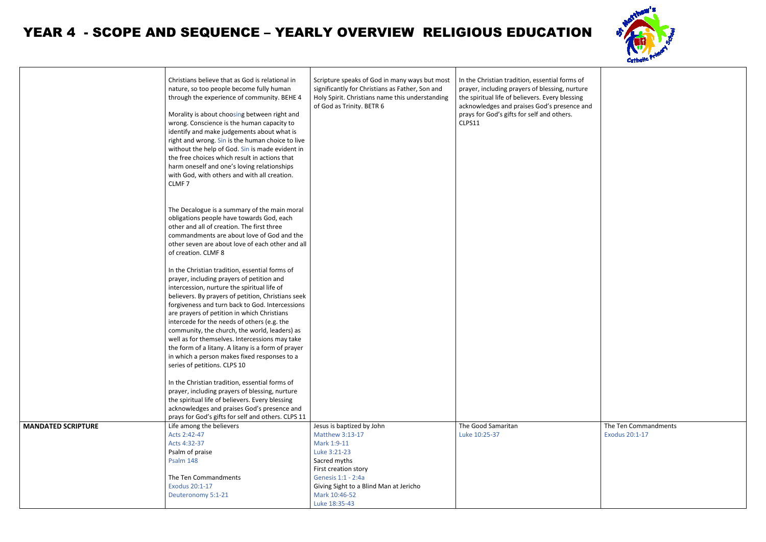# YEAR 4 - SCOPE AND SEQUENCE – YEARLY OVERVIEW RELIGIOUS EDUCATION

| | | | | |
|---|---|---|---|---|
| | Christians believe that as God is relational in nature, so too people become fully human through the experience of community. BEHE 4<br><br>Morality is about choosing between right and wrong. Conscience is the human capacity to identify and make judgements about what is right and wrong. Sin is the human choice to live without the help of God. Sin is made evident in the free choices which result in actions that harm oneself and one's loving relationships with God, with others and with all creation. CLMF 7<br><br>The Decalogue is a summary of the main moral obligations people have towards God, each other and all of creation. The first three commandments are about love of God and the other seven are about love of each other and all of creation. CLMF 8<br><br>In the Christian tradition, essential forms of prayer, including prayers of petition and intercession, nurture the spiritual life of believers. By prayers of petition, Christians seek forgiveness and turn back to God. Intercessions are prayers of petition in which Christians intercede for the needs of others (e.g. the community, the church, the world, leaders) as well as for themselves. Intercessions may take the form of a litany. A litany is a form of prayer in which a person makes fixed responses to a series of petitions. CLPS 10<br><br>In the Christian tradition, essential forms of prayer, including prayers of blessing, nurture the spiritual life of believers. Every blessing acknowledges and praises God's presence and prays for God's gifts for self and others. CLPS 11 | Scripture speaks of God in many ways but most significantly for Christians as Father, Son and Holy Spirit. Christians name this understanding of God as Trinity. BETR 6 | In the Christian tradition, essential forms of prayer, including prayers of blessing, nurture the spiritual life of believers. Every blessing acknowledges and praises God's presence and prays for God's gifts for self and others. CLPS11 | |
| **MANDATED SCRIPTURE** | Life among the believers<br>Acts 2:42-47<br>Acts 4:32-37<br>Psalm of praise<br>Psalm 148<br><br>The Ten Commandments<br>Exodus 20:1-17<br>Deuteronomy 5:1-21 | Jesus is baptized by John<br>Matthew 3:13-17<br>Mark 1:9-11<br>Luke 3:21-23<br>Sacred myths<br>First creation story<br>Genesis 1:1 - 2:4a<br>Giving Sight to a Blind Man at Jericho<br>Mark 10:46-52<br>Luke 18:35-43 | The Good Samaritan<br>Luke 10:25-37 | The Ten Commandments<br>Exodus 20:1-17 |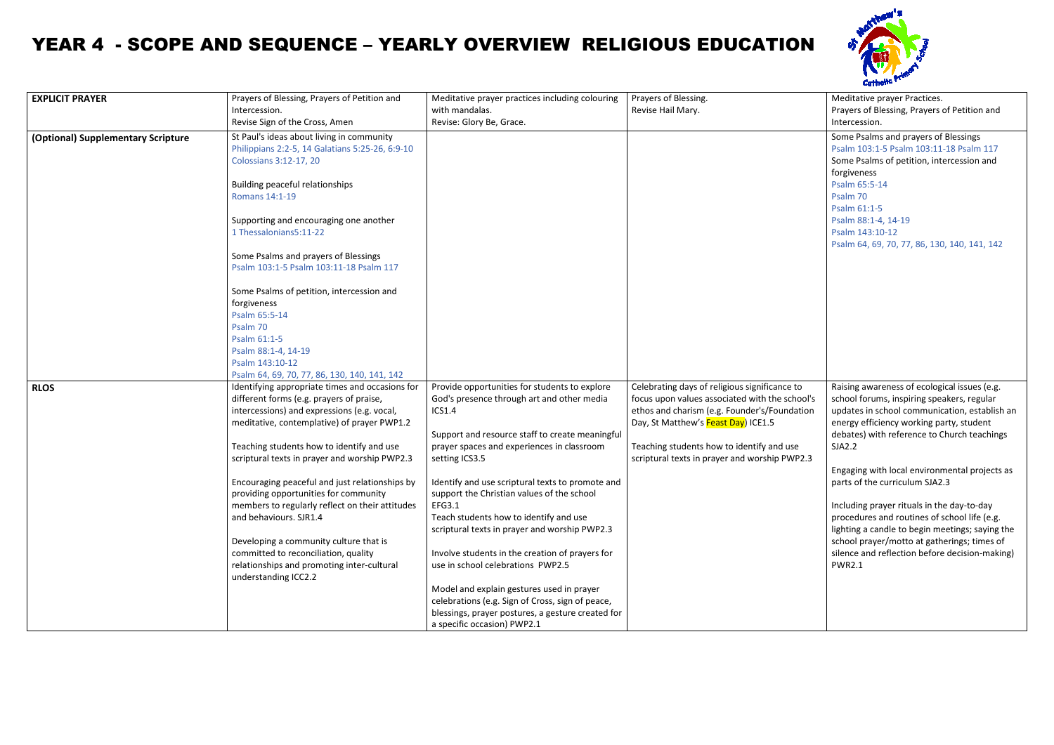# YEAR 4 - SCOPE AND SEQUENCE – YEARLY OVERVIEW RELIGIOUS EDUCATION

| | | | | |
|---|---|---|---|---|
| **EXPLICIT PRAYER** | Prayers of Blessing, Prayers of Petition and Intercession.<br>Revise Sign of the Cross, Amen | Meditative prayer practices including colouring with mandalas.<br>Revise: Glory Be, Grace. | Prayers of Blessing.<br>Revise Hail Mary. | Meditative prayer Practices.<br>Prayers of Blessing, Prayers of Petition and Intercession. |
| **(Optional) Supplementary Scripture** | St Paul's ideas about living in community<br>Philippians 2:2-5, 14 Galatians 5:25-26, 6:9-10<br>Colossians 3:12-17, 20<br><br>Building peaceful relationships<br>Romans 14:1-19<br><br>Supporting and encouraging one another<br>1 Thessalonians5:11-22<br><br>Some Psalms and prayers of Blessings<br>Psalm 103:1-5 Psalm 103:11-18 Psalm 117<br><br>Some Psalms of petition, intercession and forgiveness<br>Psalm 65:5-14<br>Psalm 70<br>Psalm 61:1-5<br>Psalm 88:1-4, 14-19<br>Psalm 143:10-12<br>Psalm 64, 69, 70, 77, 86, 130, 140, 141, 142 | | | Some Psalms and prayers of Blessings<br>Psalm 103:1-5 Psalm 103:11-18 Psalm 117<br>Some Psalms of petition, intercession and forgiveness<br>Psalm 65:5-14<br>Psalm 70<br>Psalm 61:1-5<br>Psalm 88:1-4, 14-19<br>Psalm 143:10-12<br>Psalm 64, 69, 70, 77, 86, 130, 140, 141, 142 |
| **RLOS** | Identifying appropriate times and occasions for different forms (e.g. prayers of praise, intercessions) and expressions (e.g. vocal, meditative, contemplative) of prayer PWP1.2<br><br>Teaching students how to identify and use scriptural texts in prayer and worship PWP2.3<br><br>Encouraging peaceful and just relationships by providing opportunities for community members to regularly reflect on their attitudes and behaviours. SJR1.4<br><br>Developing a community culture that is committed to reconciliation, quality relationships and promoting inter-cultural understanding ICC2.2 | Provide opportunities for students to explore God's presence through art and other media ICS1.4<br><br>Support and resource staff to create meaningful prayer spaces and experiences in classroom setting ICS3.5<br><br>Identify and use scriptural texts to promote and support the Christian values of the school EFG3.1<br>Teach students how to identify and use scriptural texts in prayer and worship PWP2.3<br><br>Involve students in the creation of prayers for use in school celebrations PWP2.5<br><br>Model and explain gestures used in prayer celebrations (e.g. Sign of Cross, sign of peace, blessings, prayer postures, a gesture created for a specific occasion) PWP2.1 | Celebrating days of religious significance to focus upon values associated with the school's ethos and charism (e.g. Founder's/Foundation Day, St Matthew's Feast Day) ICE1.5<br><br>Teaching students how to identify and use scriptural texts in prayer and worship PWP2.3 | Raising awareness of ecological issues (e.g. school forums, inspiring speakers, regular updates in school communication, establish an energy efficiency working party, student debates) with reference to Church teachings SJA2.2<br><br>Engaging with local environmental projects as parts of the curriculum SJA2.3<br><br>Including prayer rituals in the day-to-day procedures and routines of school life (e.g. lighting a candle to begin meetings; saying the school prayer/motto at gatherings; times of silence and reflection before decision-making) PWR2.1 |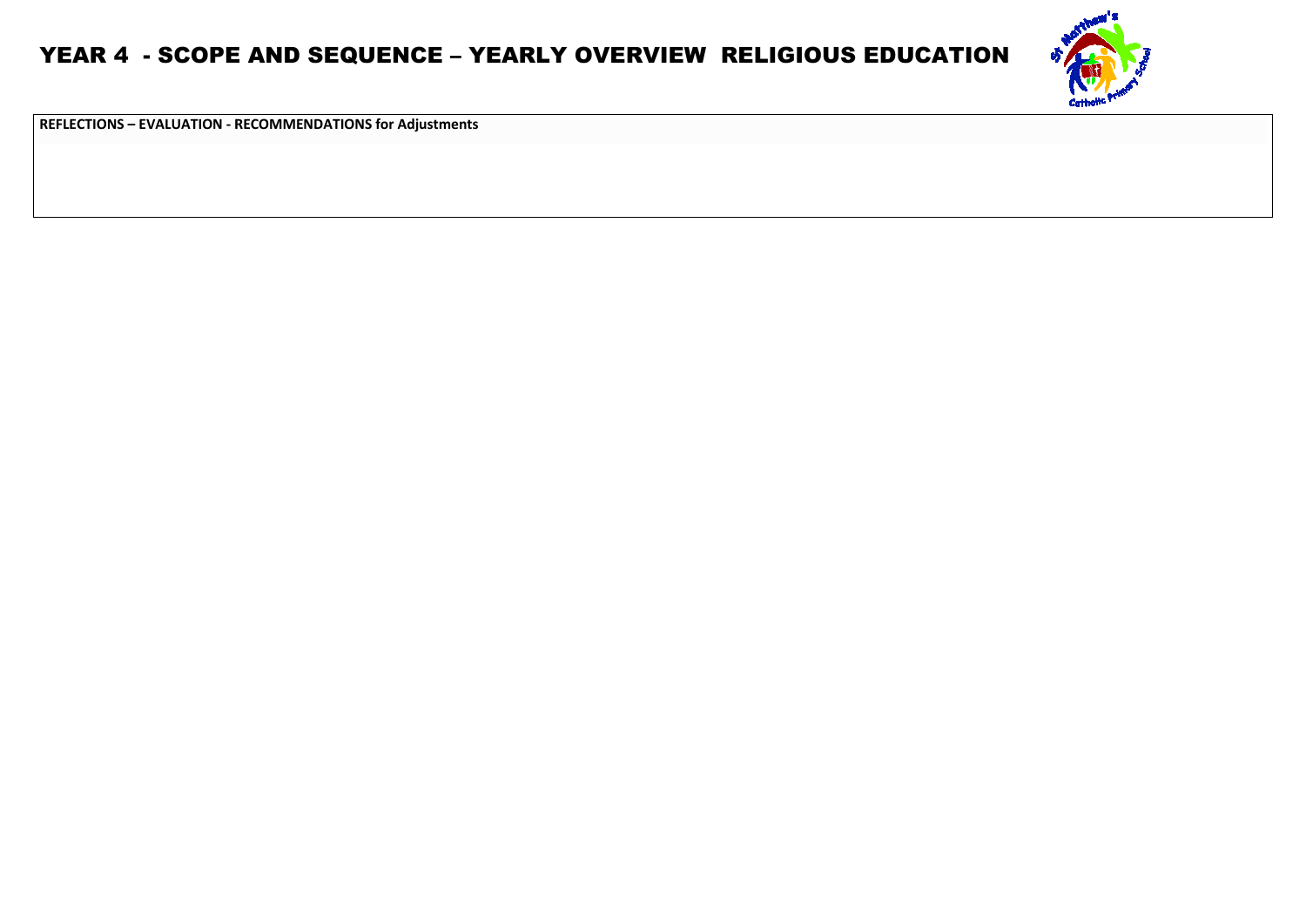# YEAR 4 - SCOPE AND SEQUENCE – YEARLY OVERVIEW RELIGIOUS EDUCATION

| **REFLECTIONS – EVALUATION - RECOMMENDATIONS for Adjustments** |
| --- |
| |